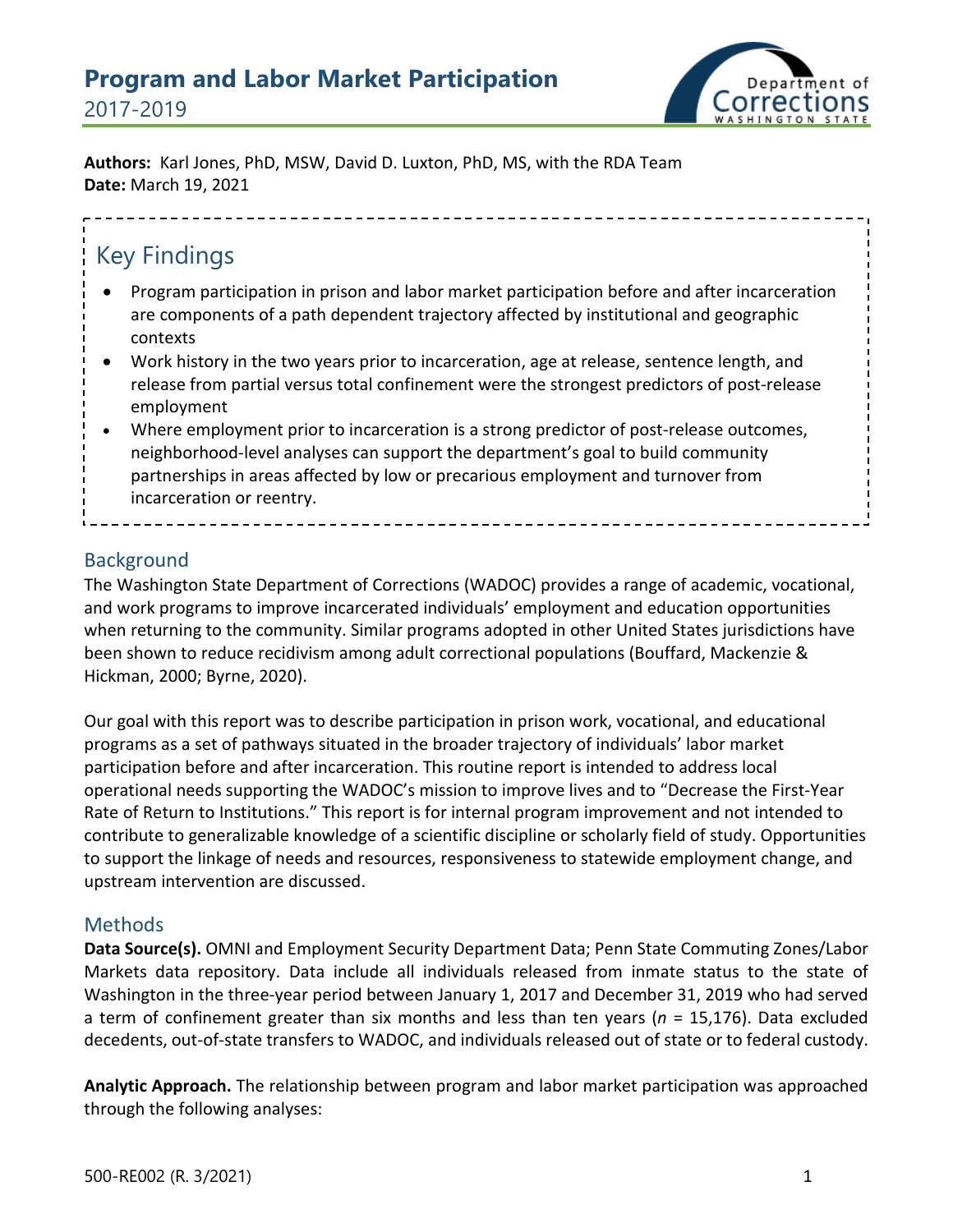# Program and Labor Market Participation

2017-2019

**Authors:** Karl Jones, PhD, MSW, David D. Luxton, PhD, MS, with the RDA Team
**Date:** March 19, 2021

## Key Findings

- Program participation in prison and labor market participation before and after incarceration are components of a path dependent trajectory affected by institutional and geographic contexts
- Work history in the two years prior to incarceration, age at release, sentence length, and release from partial versus total confinement were the strongest predictors of post-release employment
- Where employment prior to incarceration is a strong predictor of post-release outcomes, neighborhood-level analyses can support the department's goal to build community partnerships in areas affected by low or precarious employment and turnover from incarceration or reentry.

## Background

The Washington State Department of Corrections (WADOC) provides a range of academic, vocational, and work programs to improve incarcerated individuals' employment and education opportunities when returning to the community. Similar programs adopted in other United States jurisdictions have been shown to reduce recidivism among adult correctional populations (Bouffard, Mackenzie & Hickman, 2000; Byrne, 2020).

Our goal with this report was to describe participation in prison work, vocational, and educational programs as a set of pathways situated in the broader trajectory of individuals' labor market participation before and after incarceration. This routine report is intended to address local operational needs supporting the WADOC's mission to improve lives and to "Decrease the First-Year Rate of Return to Institutions." This report is for internal program improvement and not intended to contribute to generalizable knowledge of a scientific discipline or scholarly field of study. Opportunities to support the linkage of needs and resources, responsiveness to statewide employment change, and upstream intervention are discussed.

## Methods

**Data Source(s).** OMNI and Employment Security Department Data; Penn State Commuting Zones/Labor Markets data repository. Data include all individuals released from inmate status to the state of Washington in the three-year period between January 1, 2017 and December 31, 2019 who had served a term of confinement greater than six months and less than ten years (*n* = 15,176). Data excluded decedents, out-of-state transfers to WADOC, and individuals released out of state or to federal custody.

**Analytic Approach.** The relationship between program and labor market participation was approached through the following analyses: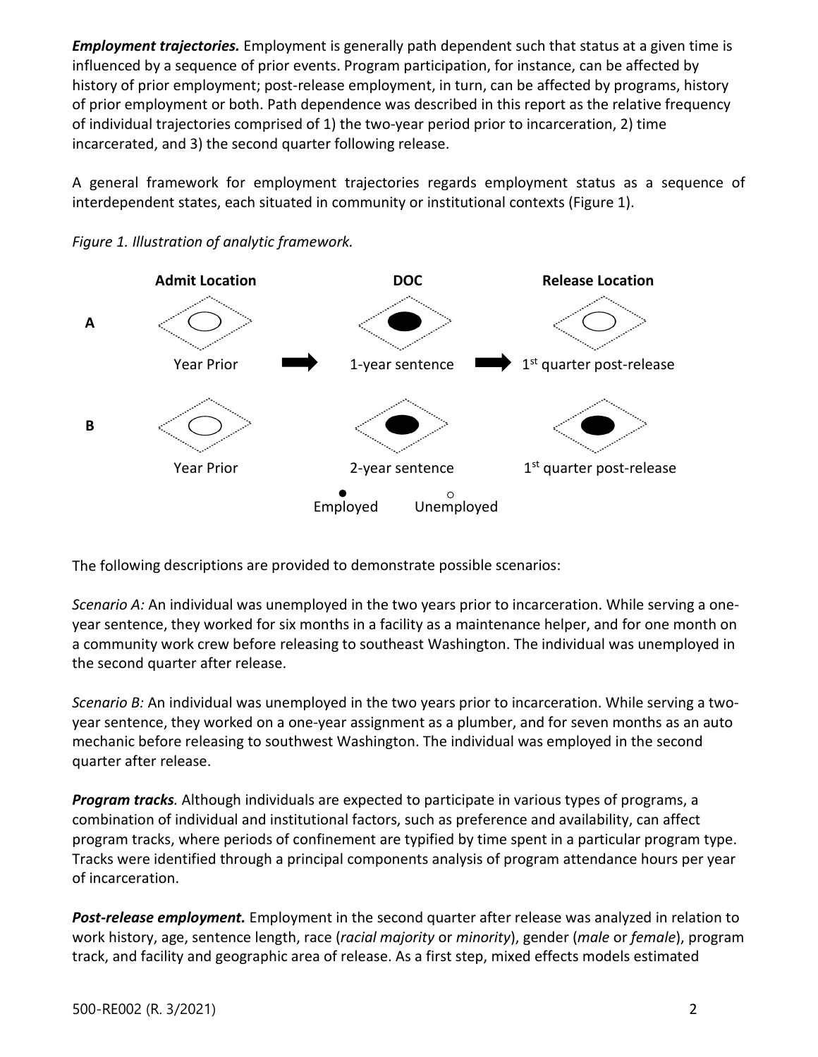***Employment trajectories.*** Employment is generally path dependent such that status at a given time is influenced by a sequence of prior events. Program participation, for instance, can be affected by history of prior employment; post-release employment, in turn, can be affected by programs, history of prior employment or both. Path dependence was described in this report as the relative frequency of individual trajectories comprised of 1) the two-year period prior to incarceration, 2) time incarcerated, and 3) the second quarter following release.

A general framework for employment trajectories regards employment status as a sequence of interdependent states, each situated in community or institutional contexts (Figure 1).

*Figure 1. Illustration of analytic framework.*

| | Admit Location | | DOC | | Release Location |
|---|---|---|---|---|---|
| A | ○ Year Prior | → | ● 1-year sentence | → | ○ 1st quarter post-release |
| B | ○ Year Prior | | ● 2-year sentence | | ● 1st quarter post-release |

● Employed ○ Unemployed

The following descriptions are provided to demonstrate possible scenarios:

*Scenario A:* An individual was unemployed in the two years prior to incarceration. While serving a one-year sentence, they worked for six months in a facility as a maintenance helper, and for one month on a community work crew before releasing to southeast Washington. The individual was unemployed in the second quarter after release.

*Scenario B:* An individual was unemployed in the two years prior to incarceration. While serving a two-year sentence, they worked on a one-year assignment as a plumber, and for seven months as an auto mechanic before releasing to southwest Washington. The individual was employed in the second quarter after release.

***Program tracks**.* Although individuals are expected to participate in various types of programs, a combination of individual and institutional factors, such as preference and availability, can affect program tracks, where periods of confinement are typified by time spent in a particular program type. Tracks were identified through a principal components analysis of program attendance hours per year of incarceration.

***Post-release employment.*** Employment in the second quarter after release was analyzed in relation to work history, age, sentence length, race (*racial majority* or *minority*), gender (*male* or *female*), program track, and facility and geographic area of release. As a first step, mixed effects models estimated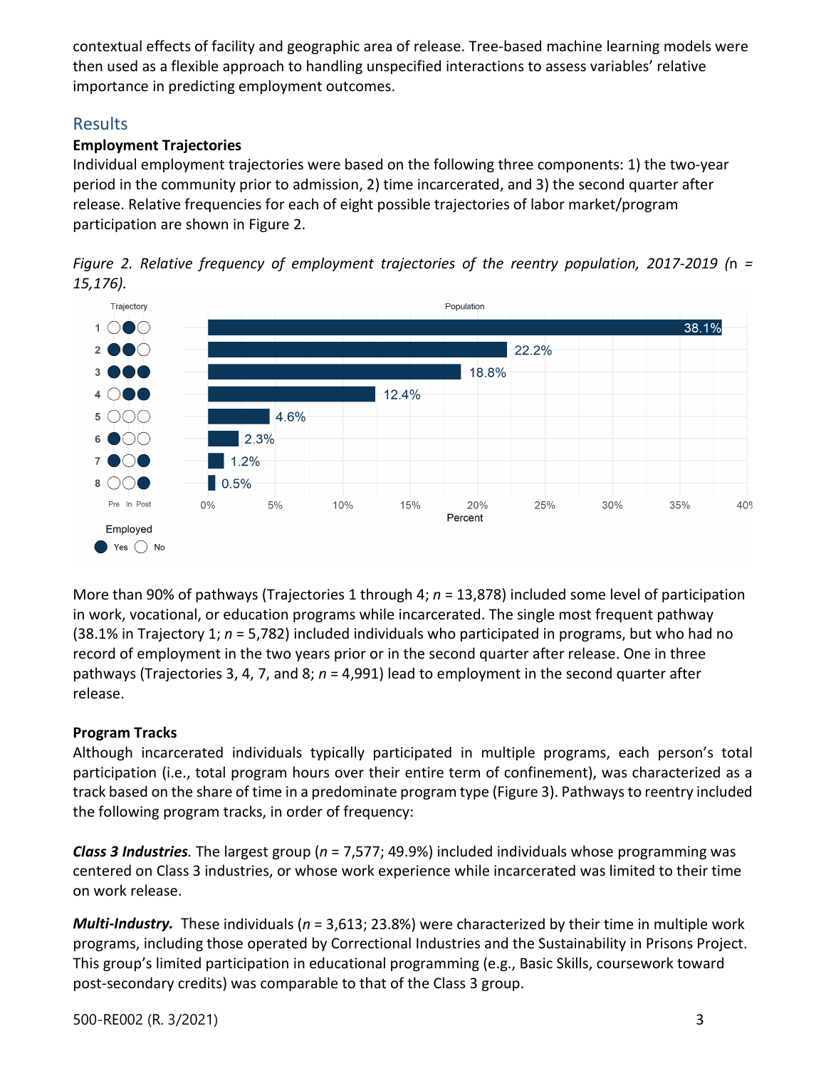contextual effects of facility and geographic area of release. Tree-based machine learning models were then used as a flexible approach to handling unspecified interactions to assess variables' relative importance in predicting employment outcomes.

## Results

### Employment Trajectories

Individual employment trajectories were based on the following three components: 1) the two-year period in the community prior to admission, 2) time incarcerated, and 3) the second quarter after release. Relative frequencies for each of eight possible trajectories of labor market/program participation are shown in Figure 2.

*Figure 2. Relative frequency of employment trajectories of the reentry population, 2017-2019 (n = 15,176).*

| Trajectory | Pre | In | Post | Percent |
|---|---|---|---|---|
| 1 | No | Yes | No | 38.1% |
| 2 | Yes | Yes | No | 22.2% |
| 3 | Yes | Yes | Yes | 18.8% |
| 4 | No | Yes | Yes | 12.4% |
| 5 | No | No | No | 4.6% |
| 6 | Yes | No | No | 2.3% |
| 7 | Yes | No | Yes | 1.2% |
| 8 | No | No | Yes | 0.5% |

Employed: Yes / No

More than 90% of pathways (Trajectories 1 through 4; *n* = 13,878) included some level of participation in work, vocational, or education programs while incarcerated. The single most frequent pathway (38.1% in Trajectory 1; *n* = 5,782) included individuals who participated in programs, but who had no record of employment in the two years prior or in the second quarter after release. One in three pathways (Trajectories 3, 4, 7, and 8; *n* = 4,991) lead to employment in the second quarter after release.

### Program Tracks

Although incarcerated individuals typically participated in multiple programs, each person's total participation (i.e., total program hours over their entire term of confinement), was characterized as a track based on the share of time in a predominate program type (Figure 3). Pathways to reentry included the following program tracks, in order of frequency:

***Class 3 Industries*.** The largest group (*n* = 7,577; 49.9%) included individuals whose programming was centered on Class 3 industries, or whose work experience while incarcerated was limited to their time on work release.

***Multi-Industry.*** These individuals (*n* = 3,613; 23.8%) were characterized by their time in multiple work programs, including those operated by Correctional Industries and the Sustainability in Prisons Project. This group's limited participation in educational programming (e.g., Basic Skills, coursework toward post-secondary credits) was comparable to that of the Class 3 group.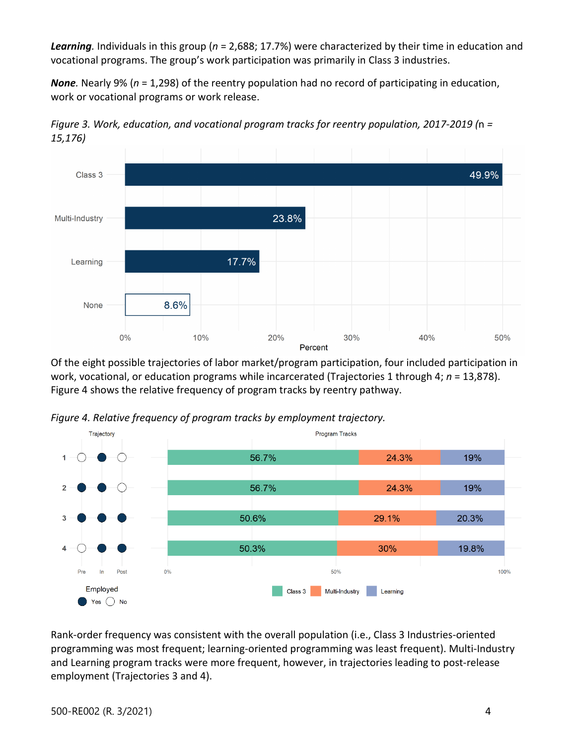***Learning*.** Individuals in this group ($n$ = 2,688; 17.7%) were characterized by their time in education and vocational programs. The group's work participation was primarily in Class 3 industries.

***None*.** Nearly 9% ($n$ = 1,298) of the reentry population had no record of participating in education, work or vocational programs or work release.

*Figure 3. Work, education, and vocational program tracks for reentry population, 2017-2019 (n = 15,176)*

| Track | Percent |
|---|---|
| Class 3 | 49.9% |
| Multi-Industry | 23.8% |
| Learning | 17.7% |
| None | 8.6% |

Of the eight possible trajectories of labor market/program participation, four included participation in work, vocational, or education programs while incarcerated (Trajectories 1 through 4; $n$ = 13,878). Figure 4 shows the relative frequency of program tracks by reentry pathway.

*Figure 4. Relative frequency of program tracks by employment trajectory.*

| Trajectory | Employed Pre | Employed In | Employed Post | Class 3 | Multi-Industry | Learning |
|---|---|---|---|---|---|---|
| 1 | No | Yes | No | 56.7% | 24.3% | 19% |
| 2 | Yes | Yes | No | 56.7% | 24.3% | 19% |
| 3 | Yes | Yes | Yes | 50.6% | 29.1% | 20.3% |
| 4 | No | Yes | Yes | 50.3% | 30% | 19.8% |

Rank-order frequency was consistent with the overall population (i.e., Class 3 Industries-oriented programming was most frequent; learning-oriented programming was least frequent). Multi-Industry and Learning program tracks were more frequent, however, in trajectories leading to post-release employment (Trajectories 3 and 4).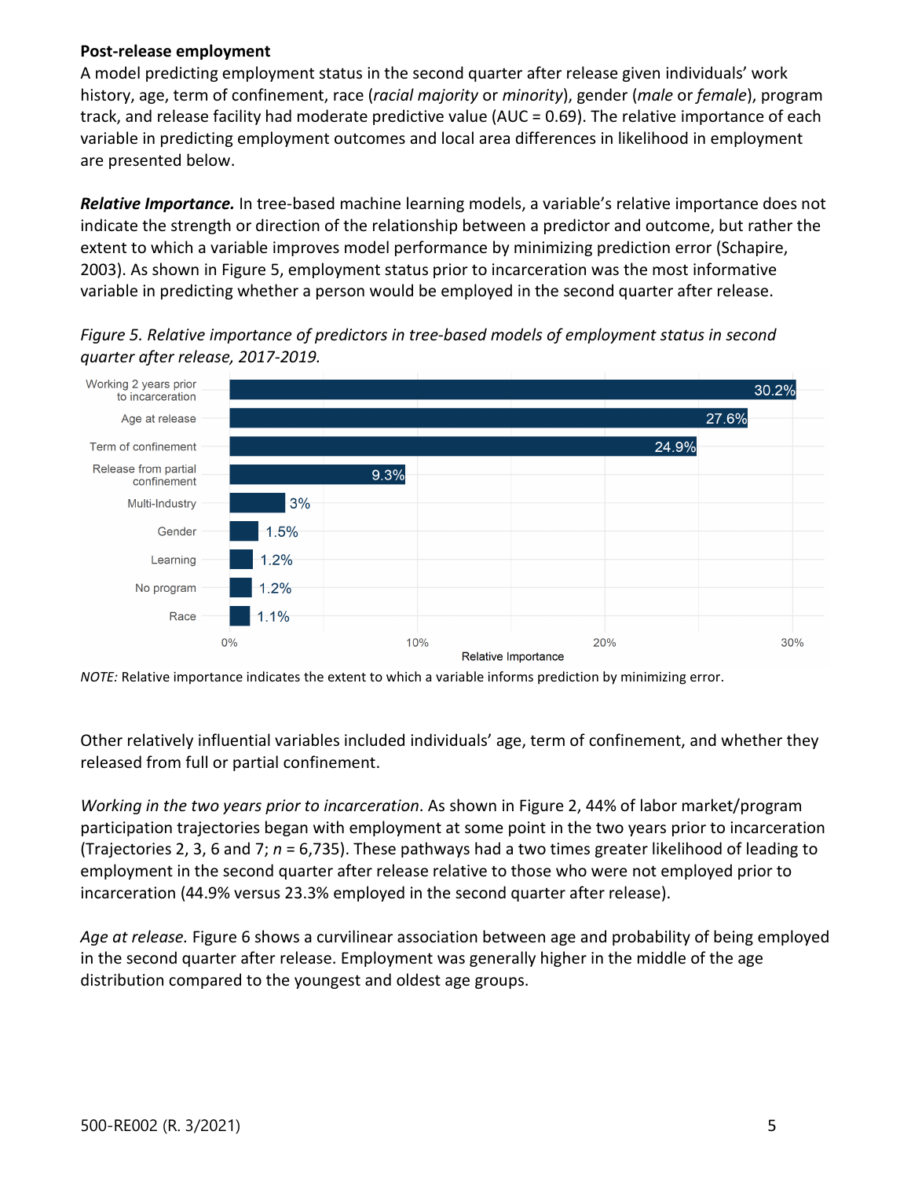**Post-release employment**

A model predicting employment status in the second quarter after release given individuals' work history, age, term of confinement, race (*racial majority* or *minority*), gender (*male* or *female*), program track, and release facility had moderate predictive value (AUC = 0.69). The relative importance of each variable in predicting employment outcomes and local area differences in likelihood in employment are presented below.

***Relative Importance.*** In tree-based machine learning models, a variable's relative importance does not indicate the strength or direction of the relationship between a predictor and outcome, but rather the extent to which a variable improves model performance by minimizing prediction error (Schapire, 2003). As shown in Figure 5, employment status prior to incarceration was the most informative variable in predicting whether a person would be employed in the second quarter after release.

*Figure 5. Relative importance of predictors in tree-based models of employment status in second quarter after release, 2017-2019.*

| Predictor | Relative Importance |
|---|---|
| Working 2 years prior to incarceration | 30.2% |
| Age at release | 27.6% |
| Term of confinement | 24.9% |
| Release from partial confinement | 9.3% |
| Multi-Industry | 3% |
| Gender | 1.5% |
| Learning | 1.2% |
| No program | 1.2% |
| Race | 1.1% |

*NOTE:* Relative importance indicates the extent to which a variable informs prediction by minimizing error.

Other relatively influential variables included individuals' age, term of confinement, and whether they released from full or partial confinement.

*Working in the two years prior to incarceration*. As shown in Figure 2, 44% of labor market/program participation trajectories began with employment at some point in the two years prior to incarceration (Trajectories 2, 3, 6 and 7; *n* = 6,735). These pathways had a two times greater likelihood of leading to employment in the second quarter after release relative to those who were not employed prior to incarceration (44.9% versus 23.3% employed in the second quarter after release).

*Age at release.* Figure 6 shows a curvilinear association between age and probability of being employed in the second quarter after release. Employment was generally higher in the middle of the age distribution compared to the youngest and oldest age groups.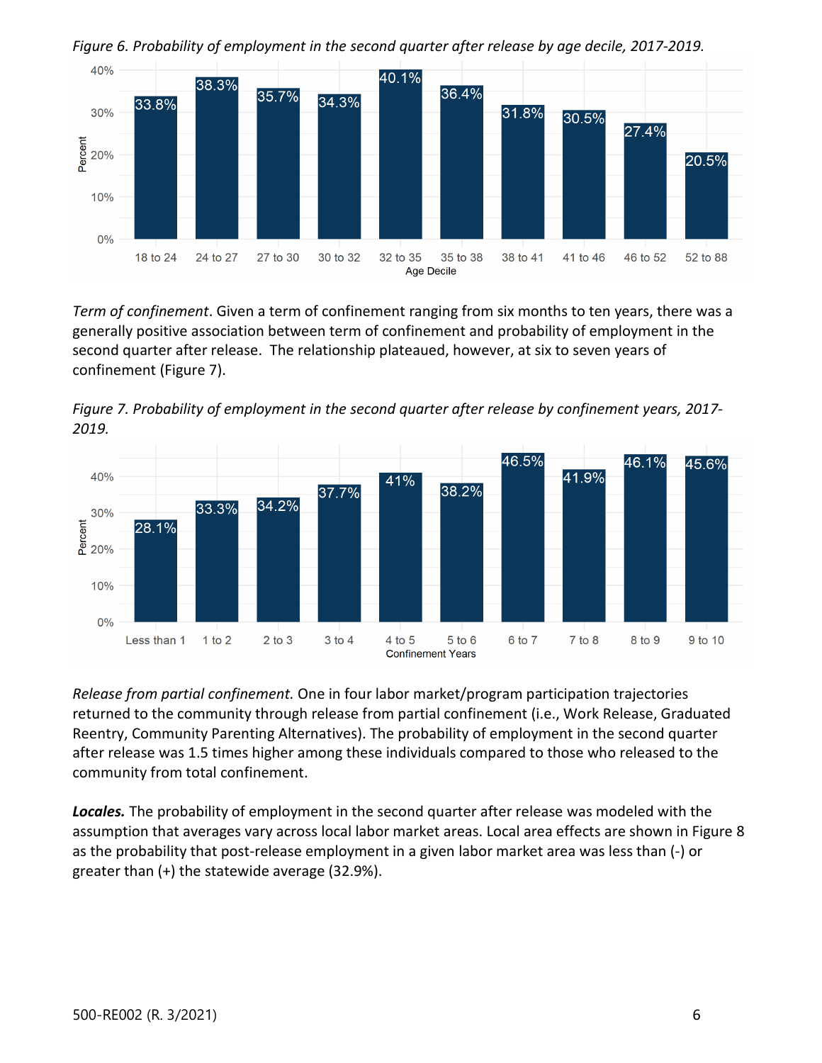*Figure 6. Probability of employment in the second quarter after release by age decile, 2017-2019.*

| Age Decile | Percent |
|---|---|
| 18 to 24 | 33.8% |
| 24 to 27 | 38.3% |
| 27 to 30 | 35.7% |
| 30 to 32 | 34.3% |
| 32 to 35 | 40.1% |
| 35 to 38 | 36.4% |
| 38 to 41 | 31.8% |
| 41 to 46 | 30.5% |
| 46 to 52 | 27.4% |
| 52 to 88 | 20.5% |

*Term of confinement*. Given a term of confinement ranging from six months to ten years, there was a generally positive association between term of confinement and probability of employment in the second quarter after release. The relationship plateaued, however, at six to seven years of confinement (Figure 7).

*Figure 7. Probability of employment in the second quarter after release by confinement years, 2017-2019.*

| Confinement Years | Percent |
|---|---|
| Less than 1 | 28.1% |
| 1 to 2 | 33.3% |
| 2 to 3 | 34.2% |
| 3 to 4 | 37.7% |
| 4 to 5 | 41% |
| 5 to 6 | 38.2% |
| 6 to 7 | 46.5% |
| 7 to 8 | 41.9% |
| 8 to 9 | 46.1% |
| 9 to 10 | 45.6% |

*Release from partial confinement.* One in four labor market/program participation trajectories returned to the community through release from partial confinement (i.e., Work Release, Graduated Reentry, Community Parenting Alternatives). The probability of employment in the second quarter after release was 1.5 times higher among these individuals compared to those who released to the community from total confinement.

***Locales.*** The probability of employment in the second quarter after release was modeled with the assumption that averages vary across local labor market areas. Local area effects are shown in Figure 8 as the probability that post-release employment in a given labor market area was less than (-) or greater than (+) the statewide average (32.9%).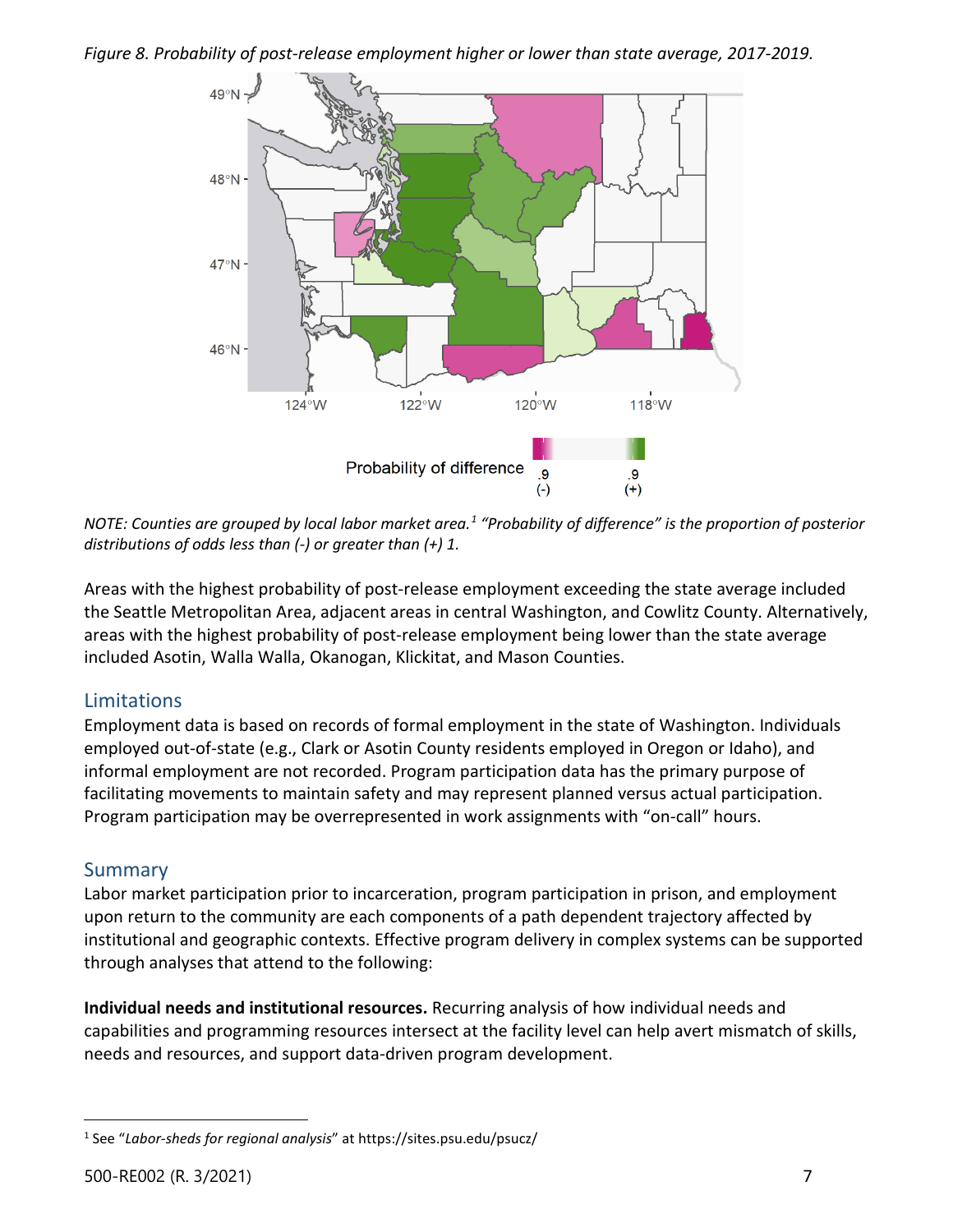*Figure 8. Probability of post-release employment higher or lower than state average, 2017-2019.*

*NOTE: Counties are grouped by local labor market area.[1] "Probability of difference" is the proportion of posterior distributions of odds less than (-) or greater than (+) 1.*

Areas with the highest probability of post-release employment exceeding the state average included the Seattle Metropolitan Area, adjacent areas in central Washington, and Cowlitz County. Alternatively, areas with the highest probability of post-release employment being lower than the state average included Asotin, Walla Walla, Okanogan, Klickitat, and Mason Counties.

## Limitations

Employment data is based on records of formal employment in the state of Washington. Individuals employed out-of-state (e.g., Clark or Asotin County residents employed in Oregon or Idaho), and informal employment are not recorded. Program participation data has the primary purpose of facilitating movements to maintain safety and may represent planned versus actual participation. Program participation may be overrepresented in work assignments with "on-call" hours.

## Summary

Labor market participation prior to incarceration, program participation in prison, and employment upon return to the community are each components of a path dependent trajectory affected by institutional and geographic contexts. Effective program delivery in complex systems can be supported through analyses that attend to the following:

**Individual needs and institutional resources.** Recurring analysis of how individual needs and capabilities and programming resources intersect at the facility level can help avert mismatch of skills, needs and resources, and support data-driven program development.

[1] See "*Labor-sheds for regional analysis*" at https://sites.psu.edu/psucz/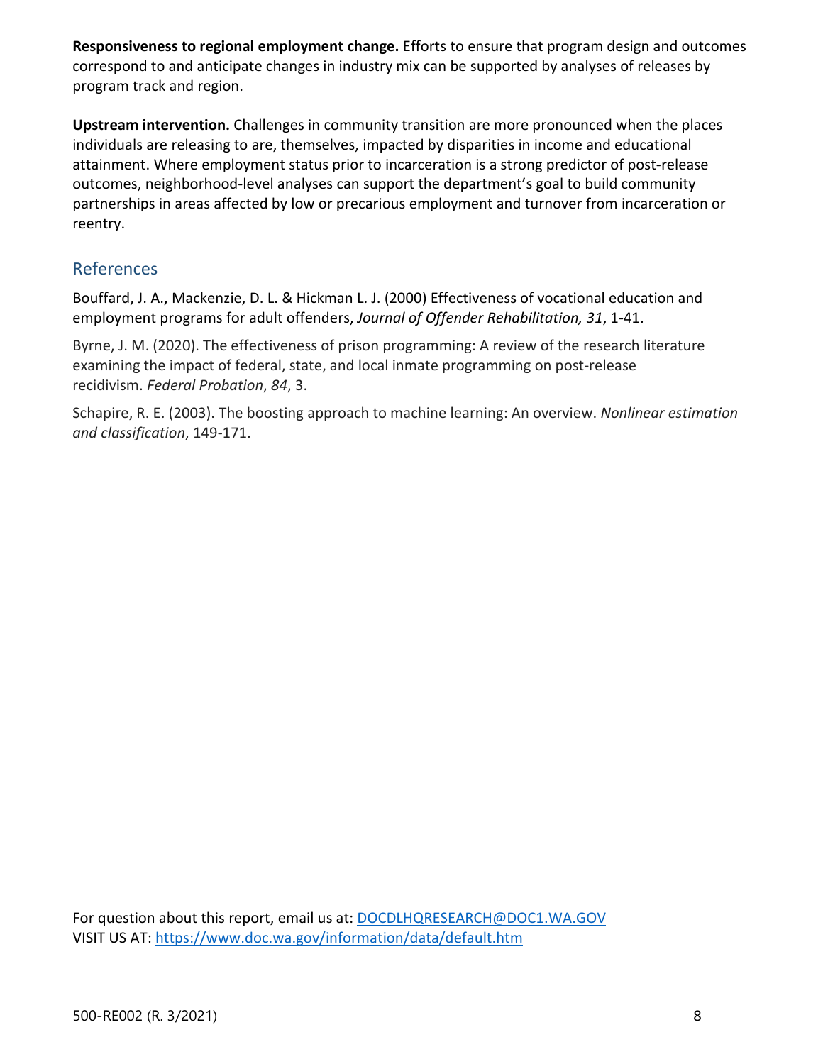**Responsiveness to regional employment change.** Efforts to ensure that program design and outcomes correspond to and anticipate changes in industry mix can be supported by analyses of releases by program track and region.

**Upstream intervention.** Challenges in community transition are more pronounced when the places individuals are releasing to are, themselves, impacted by disparities in income and educational attainment. Where employment status prior to incarceration is a strong predictor of post-release outcomes, neighborhood-level analyses can support the department's goal to build community partnerships in areas affected by low or precarious employment and turnover from incarceration or reentry.

## References

Bouffard, J. A., Mackenzie, D. L. & Hickman L. J. (2000) Effectiveness of vocational education and employment programs for adult offenders, *Journal of Offender Rehabilitation, 31*, 1-41.

Byrne, J. M. (2020). The effectiveness of prison programming: A review of the research literature examining the impact of federal, state, and local inmate programming on post-release recidivism. *Federal Probation*, *84*, 3.

Schapire, R. E. (2003). The boosting approach to machine learning: An overview. *Nonlinear estimation and classification*, 149-171.

For question about this report, email us at: DOCDLHQRESEARCH@DOC1.WA.GOV
VISIT US AT: https://www.doc.wa.gov/information/data/default.htm

500-RE002 (R. 3/2021)